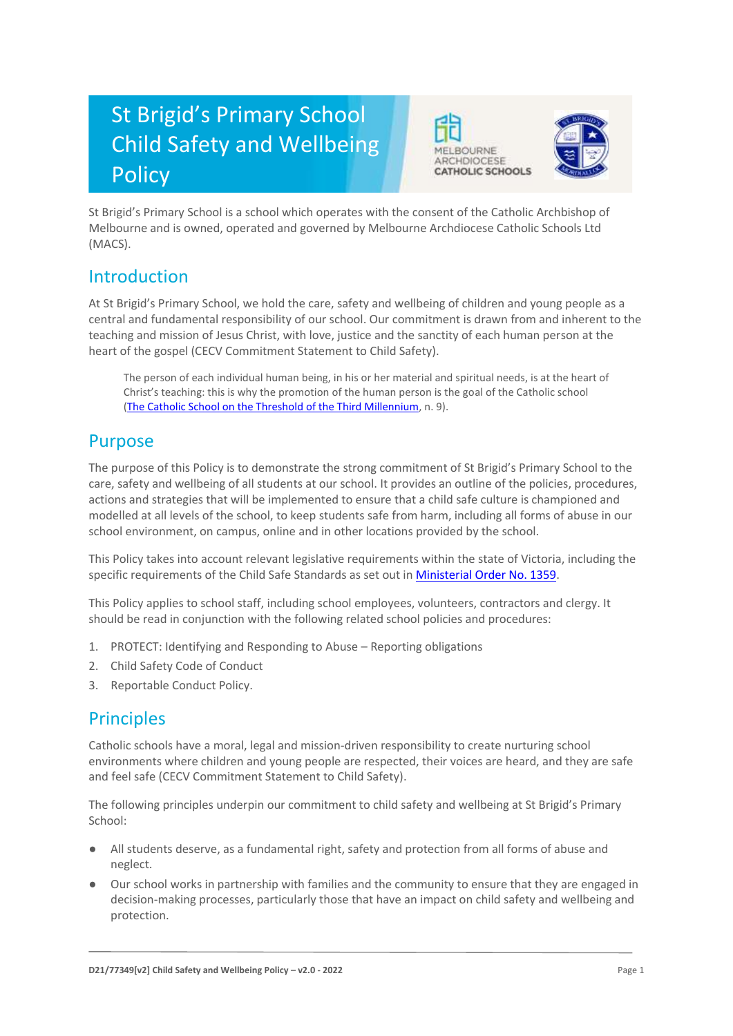# St Brigid's Primary School Child Safety and Wellbeing Policy

St Brigid's Primary School is a school which operates with the consent of the Catholic Archbishop of Melbourne and is owned, operated and governed by Melbourne Archdiocese Catholic Schools Ltd (MACS).

## Introduction

At St Brigid's Primary School, we hold the care, safety and wellbeing of children and young people as a central and fundamental responsibility of our school. Our commitment is drawn from and inherent to the teaching and mission of Jesus Christ, with love, justice and the sanctity of each human person at the heart of the gospel (CECV Commitment Statement to Child Safety).

> The person of each individual human being, in his or her material and spiritual needs, is at the heart of Christ's teaching: this is why the promotion of the human person is the goal of the Catholic school ([The Catholic School on the Threshold of the Third Millennium](), n. 9).

## Purpose

The purpose of this Policy is to demonstrate the strong commitment of St Brigid's Primary School to the care, safety and wellbeing of all students at our school. It provides an outline of the policies, procedures, actions and strategies that will be implemented to ensure that a child safe culture is championed and modelled at all levels of the school, to keep students safe from harm, including all forms of abuse in our school environment, on campus, online and in other locations provided by the school.

This Policy takes into account relevant legislative requirements within the state of Victoria, including the specific requirements of the Child Safe Standards as set out in [Ministerial Order No. 1359]().

This Policy applies to school staff, including school employees, volunteers, contractors and clergy. It should be read in conjunction with the following related school policies and procedures:

1. PROTECT: Identifying and Responding to Abuse – Reporting obligations
2. Child Safety Code of Conduct
3. Reportable Conduct Policy.

## Principles

Catholic schools have a moral, legal and mission-driven responsibility to create nurturing school environments where children and young people are respected, their voices are heard, and they are safe and feel safe (CECV Commitment Statement to Child Safety).

The following principles underpin our commitment to child safety and wellbeing at St Brigid's Primary School:

- All students deserve, as a fundamental right, safety and protection from all forms of abuse and neglect.
- Our school works in partnership with families and the community to ensure that they are engaged in decision-making processes, particularly those that have an impact on child safety and wellbeing and protection.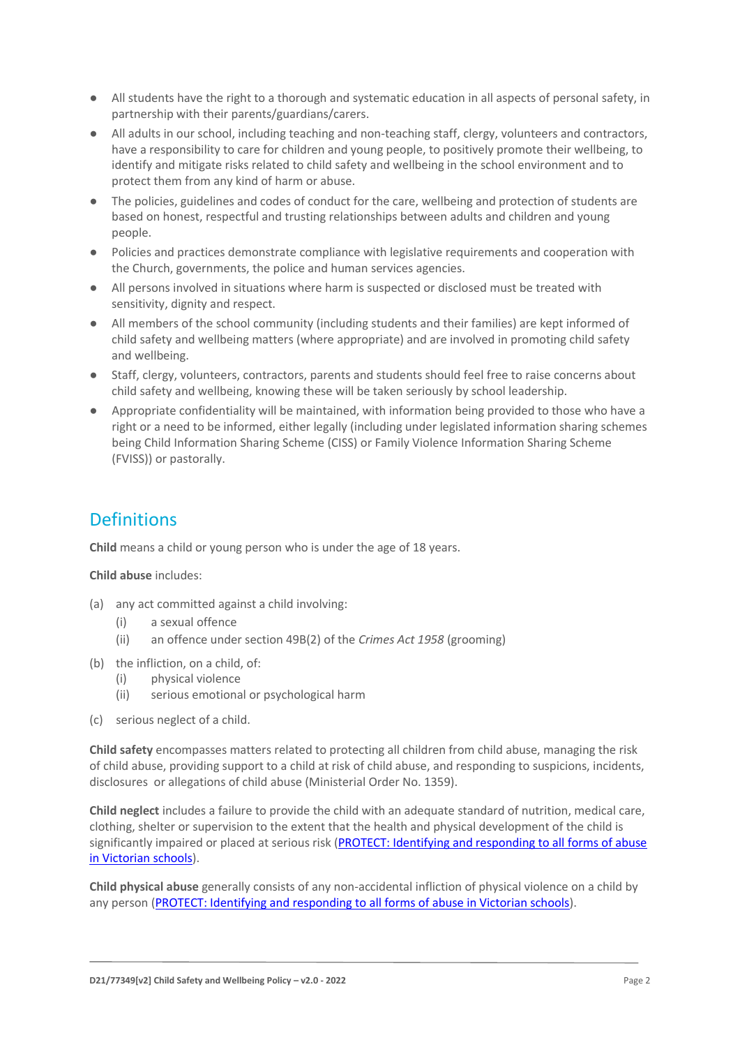- All students have the right to a thorough and systematic education in all aspects of personal safety, in partnership with their parents/guardians/carers.
- All adults in our school, including teaching and non-teaching staff, clergy, volunteers and contractors, have a responsibility to care for children and young people, to positively promote their wellbeing, to identify and mitigate risks related to child safety and wellbeing in the school environment and to protect them from any kind of harm or abuse.
- The policies, guidelines and codes of conduct for the care, wellbeing and protection of students are based on honest, respectful and trusting relationships between adults and children and young people.
- Policies and practices demonstrate compliance with legislative requirements and cooperation with the Church, governments, the police and human services agencies.
- All persons involved in situations where harm is suspected or disclosed must be treated with sensitivity, dignity and respect.
- All members of the school community (including students and their families) are kept informed of child safety and wellbeing matters (where appropriate) and are involved in promoting child safety and wellbeing.
- Staff, clergy, volunteers, contractors, parents and students should feel free to raise concerns about child safety and wellbeing, knowing these will be taken seriously by school leadership.
- Appropriate confidentiality will be maintained, with information being provided to those who have a right or a need to be informed, either legally (including under legislated information sharing schemes being Child Information Sharing Scheme (CISS) or Family Violence Information Sharing Scheme (FVISS)) or pastorally.

## Definitions

**Child** means a child or young person who is under the age of 18 years.

**Child abuse** includes:

(a) any act committed against a child involving:
 (i) a sexual offence
 (ii) an offence under section 49B(2) of the *Crimes Act 1958* (grooming)

(b) the infliction, on a child, of:
 (i) physical violence
 (ii) serious emotional or psychological harm

(c) serious neglect of a child.

**Child safety** encompasses matters related to protecting all children from child abuse, managing the risk of child abuse, providing support to a child at risk of child abuse, and responding to suspicions, incidents, disclosures or allegations of child abuse (Ministerial Order No. 1359).

**Child neglect** includes a failure to provide the child with an adequate standard of nutrition, medical care, clothing, shelter or supervision to the extent that the health and physical development of the child is significantly impaired or placed at serious risk (PROTECT: Identifying and responding to all forms of abuse in Victorian schools).

**Child physical abuse** generally consists of any non-accidental infliction of physical violence on a child by any person (PROTECT: Identifying and responding to all forms of abuse in Victorian schools).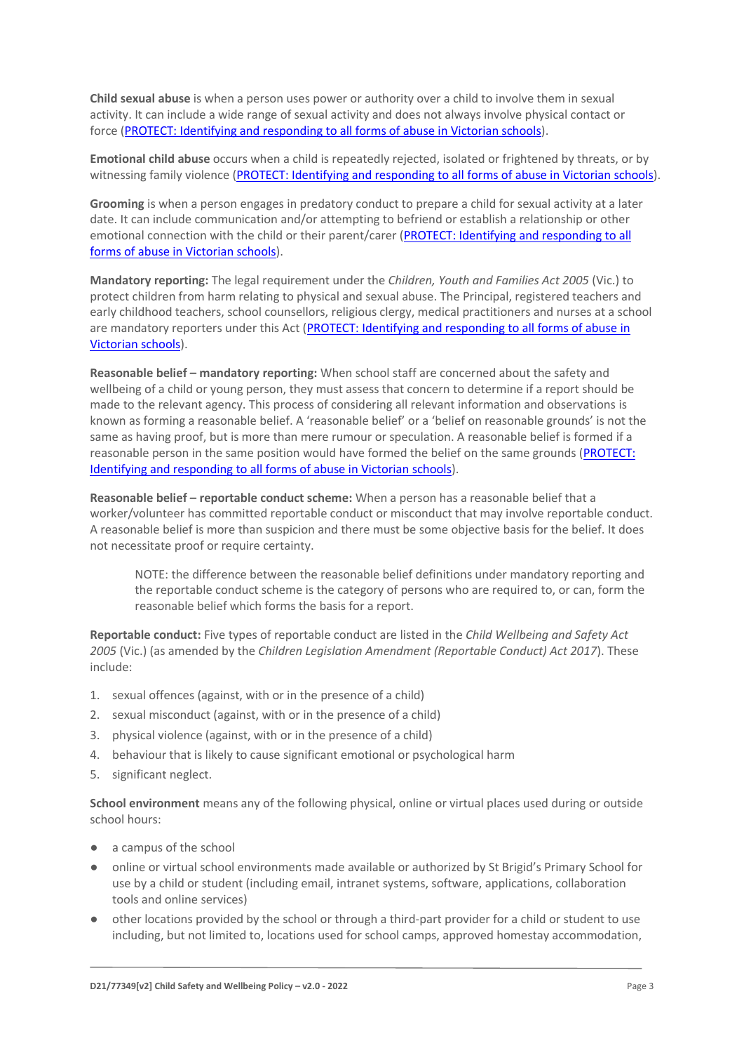**Child sexual abuse** is when a person uses power or authority over a child to involve them in sexual activity. It can include a wide range of sexual activity and does not always involve physical contact or force (PROTECT: Identifying and responding to all forms of abuse in Victorian schools).

**Emotional child abuse** occurs when a child is repeatedly rejected, isolated or frightened by threats, or by witnessing family violence (PROTECT: Identifying and responding to all forms of abuse in Victorian schools).

**Grooming** is when a person engages in predatory conduct to prepare a child for sexual activity at a later date. It can include communication and/or attempting to befriend or establish a relationship or other emotional connection with the child or their parent/carer (PROTECT: Identifying and responding to all forms of abuse in Victorian schools).

**Mandatory reporting:** The legal requirement under the *Children, Youth and Families Act 2005* (Vic.) to protect children from harm relating to physical and sexual abuse. The Principal, registered teachers and early childhood teachers, school counsellors, religious clergy, medical practitioners and nurses at a school are mandatory reporters under this Act (PROTECT: Identifying and responding to all forms of abuse in Victorian schools).

**Reasonable belief – mandatory reporting:** When school staff are concerned about the safety and wellbeing of a child or young person, they must assess that concern to determine if a report should be made to the relevant agency. This process of considering all relevant information and observations is known as forming a reasonable belief. A 'reasonable belief' or a 'belief on reasonable grounds' is not the same as having proof, but is more than mere rumour or speculation. A reasonable belief is formed if a reasonable person in the same position would have formed the belief on the same grounds (PROTECT: Identifying and responding to all forms of abuse in Victorian schools).

**Reasonable belief – reportable conduct scheme:** When a person has a reasonable belief that a worker/volunteer has committed reportable conduct or misconduct that may involve reportable conduct. A reasonable belief is more than suspicion and there must be some objective basis for the belief. It does not necessitate proof or require certainty.

> NOTE: the difference between the reasonable belief definitions under mandatory reporting and the reportable conduct scheme is the category of persons who are required to, or can, form the reasonable belief which forms the basis for a report.

**Reportable conduct:** Five types of reportable conduct are listed in the *Child Wellbeing and Safety Act 2005* (Vic.) (as amended by the *Children Legislation Amendment (Reportable Conduct) Act 2017*). These include:

1. sexual offences (against, with or in the presence of a child)
2. sexual misconduct (against, with or in the presence of a child)
3. physical violence (against, with or in the presence of a child)
4. behaviour that is likely to cause significant emotional or psychological harm
5. significant neglect.

**School environment** means any of the following physical, online or virtual places used during or outside school hours:

- a campus of the school
- online or virtual school environments made available or authorized by St Brigid's Primary School for use by a child or student (including email, intranet systems, software, applications, collaboration tools and online services)
- other locations provided by the school or through a third-part provider for a child or student to use including, but not limited to, locations used for school camps, approved homestay accommodation,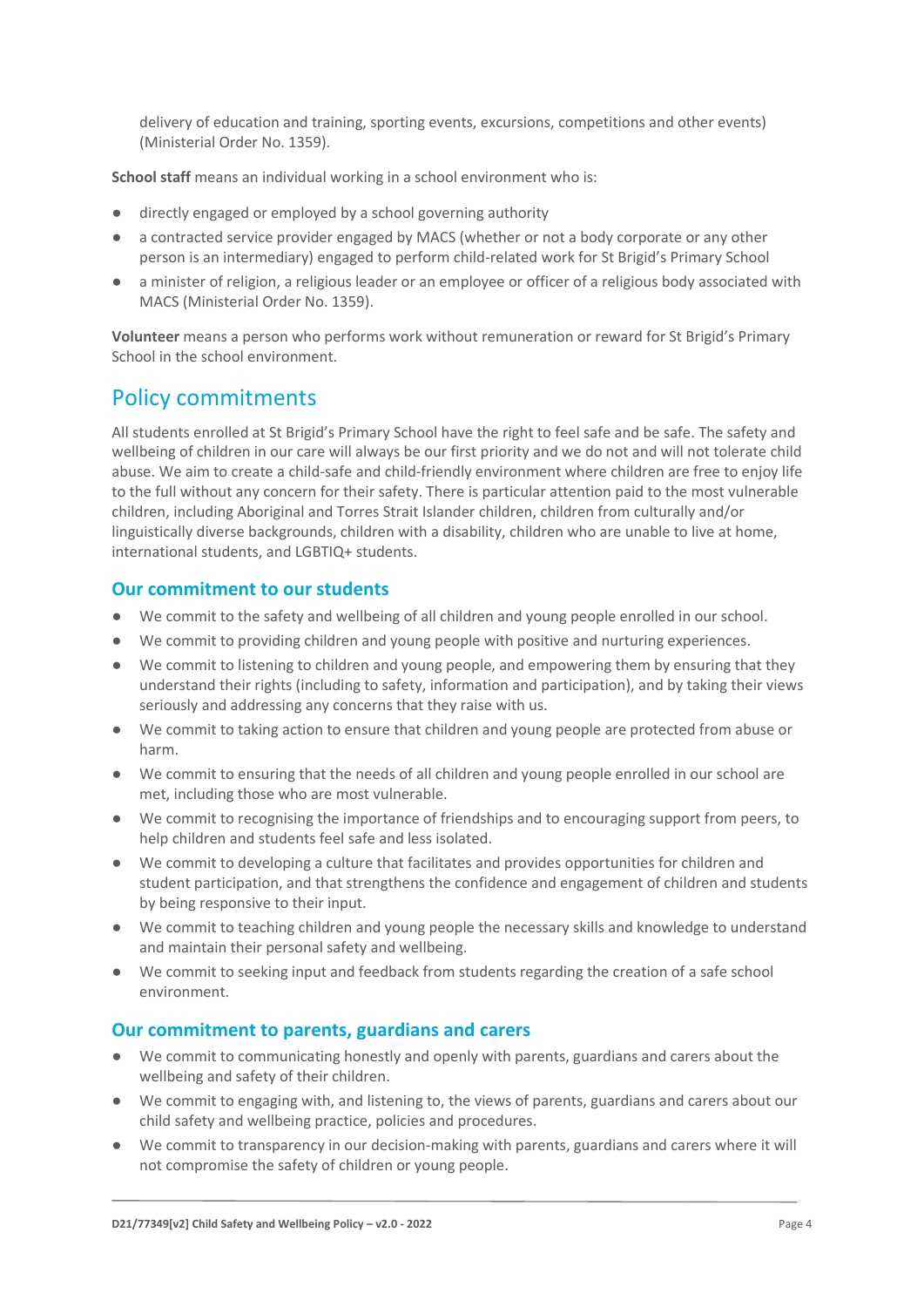delivery of education and training, sporting events, excursions, competitions and other events) (Ministerial Order No. 1359).

**School staff** means an individual working in a school environment who is:

- directly engaged or employed by a school governing authority
- a contracted service provider engaged by MACS (whether or not a body corporate or any other person is an intermediary) engaged to perform child-related work for St Brigid's Primary School
- a minister of religion, a religious leader or an employee or officer of a religious body associated with MACS (Ministerial Order No. 1359).

**Volunteer** means a person who performs work without remuneration or reward for St Brigid's Primary School in the school environment.

## Policy commitments

All students enrolled at St Brigid's Primary School have the right to feel safe and be safe. The safety and wellbeing of children in our care will always be our first priority and we do not and will not tolerate child abuse. We aim to create a child-safe and child-friendly environment where children are free to enjoy life to the full without any concern for their safety. There is particular attention paid to the most vulnerable children, including Aboriginal and Torres Strait Islander children, children from culturally and/or linguistically diverse backgrounds, children with a disability, children who are unable to live at home, international students, and LGBTIQ+ students.

### Our commitment to our students

- We commit to the safety and wellbeing of all children and young people enrolled in our school.
- We commit to providing children and young people with positive and nurturing experiences.
- We commit to listening to children and young people, and empowering them by ensuring that they understand their rights (including to safety, information and participation), and by taking their views seriously and addressing any concerns that they raise with us.
- We commit to taking action to ensure that children and young people are protected from abuse or harm.
- We commit to ensuring that the needs of all children and young people enrolled in our school are met, including those who are most vulnerable.
- We commit to recognising the importance of friendships and to encouraging support from peers, to help children and students feel safe and less isolated.
- We commit to developing a culture that facilitates and provides opportunities for children and student participation, and that strengthens the confidence and engagement of children and students by being responsive to their input.
- We commit to teaching children and young people the necessary skills and knowledge to understand and maintain their personal safety and wellbeing.
- We commit to seeking input and feedback from students regarding the creation of a safe school environment.

### Our commitment to parents, guardians and carers

- We commit to communicating honestly and openly with parents, guardians and carers about the wellbeing and safety of their children.
- We commit to engaging with, and listening to, the views of parents, guardians and carers about our child safety and wellbeing practice, policies and procedures.
- We commit to transparency in our decision-making with parents, guardians and carers where it will not compromise the safety of children or young people.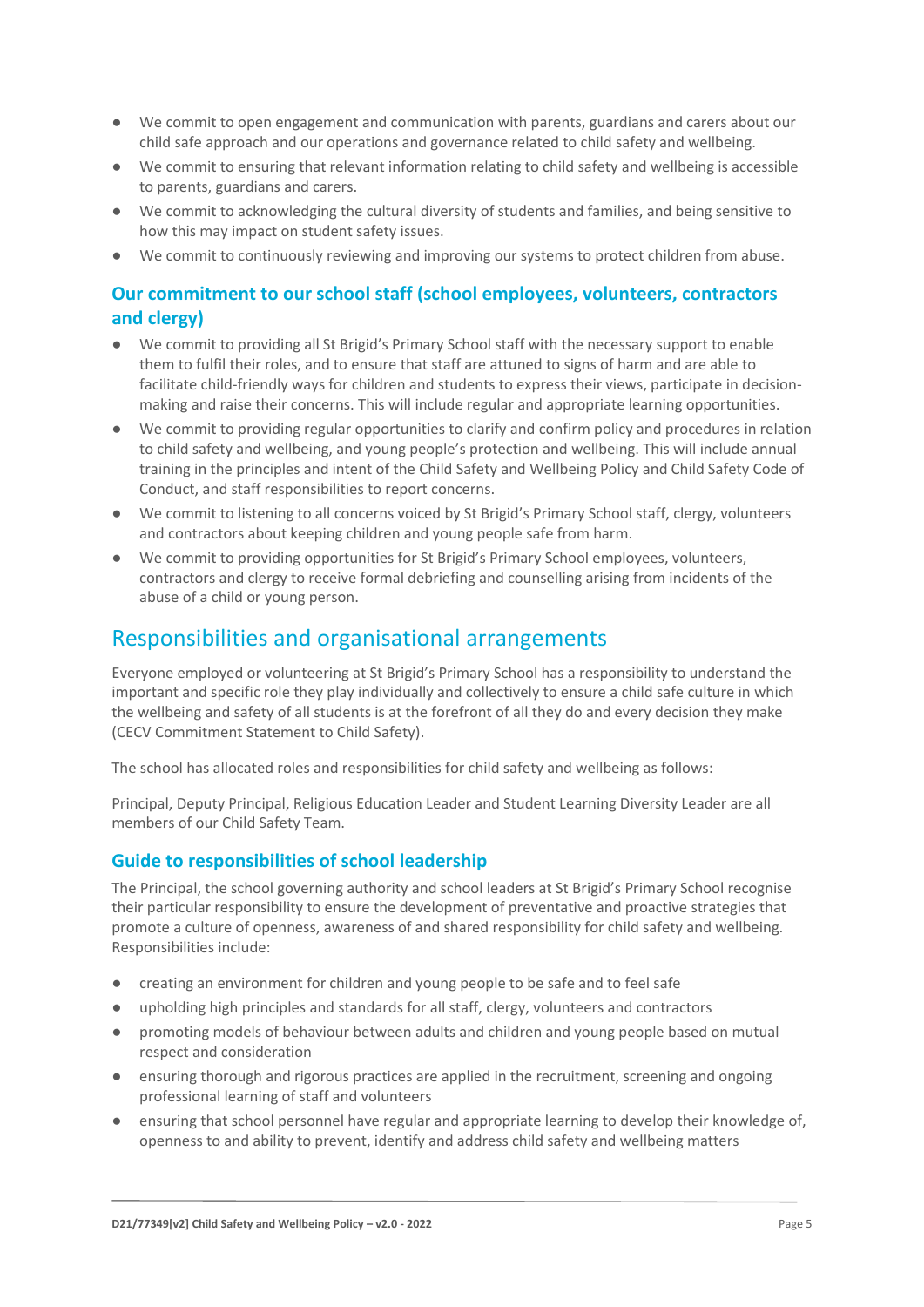- We commit to open engagement and communication with parents, guardians and carers about our child safe approach and our operations and governance related to child safety and wellbeing.
- We commit to ensuring that relevant information relating to child safety and wellbeing is accessible to parents, guardians and carers.
- We commit to acknowledging the cultural diversity of students and families, and being sensitive to how this may impact on student safety issues.
- We commit to continuously reviewing and improving our systems to protect children from abuse.

### Our commitment to our school staff (school employees, volunteers, contractors and clergy)

- We commit to providing all St Brigid's Primary School staff with the necessary support to enable them to fulfil their roles, and to ensure that staff are attuned to signs of harm and are able to facilitate child-friendly ways for children and students to express their views, participate in decision-making and raise their concerns. This will include regular and appropriate learning opportunities.
- We commit to providing regular opportunities to clarify and confirm policy and procedures in relation to child safety and wellbeing, and young people's protection and wellbeing. This will include annual training in the principles and intent of the Child Safety and Wellbeing Policy and Child Safety Code of Conduct, and staff responsibilities to report concerns.
- We commit to listening to all concerns voiced by St Brigid's Primary School staff, clergy, volunteers and contractors about keeping children and young people safe from harm.
- We commit to providing opportunities for St Brigid's Primary School employees, volunteers, contractors and clergy to receive formal debriefing and counselling arising from incidents of the abuse of a child or young person.

## Responsibilities and organisational arrangements

Everyone employed or volunteering at St Brigid's Primary School has a responsibility to understand the important and specific role they play individually and collectively to ensure a child safe culture in which the wellbeing and safety of all students is at the forefront of all they do and every decision they make (CECV Commitment Statement to Child Safety).

The school has allocated roles and responsibilities for child safety and wellbeing as follows:

Principal, Deputy Principal, Religious Education Leader and Student Learning Diversity Leader are all members of our Child Safety Team.

### Guide to responsibilities of school leadership

The Principal, the school governing authority and school leaders at St Brigid's Primary School recognise their particular responsibility to ensure the development of preventative and proactive strategies that promote a culture of openness, awareness of and shared responsibility for child safety and wellbeing. Responsibilities include:

- creating an environment for children and young people to be safe and to feel safe
- upholding high principles and standards for all staff, clergy, volunteers and contractors
- promoting models of behaviour between adults and children and young people based on mutual respect and consideration
- ensuring thorough and rigorous practices are applied in the recruitment, screening and ongoing professional learning of staff and volunteers
- ensuring that school personnel have regular and appropriate learning to develop their knowledge of, openness to and ability to prevent, identify and address child safety and wellbeing matters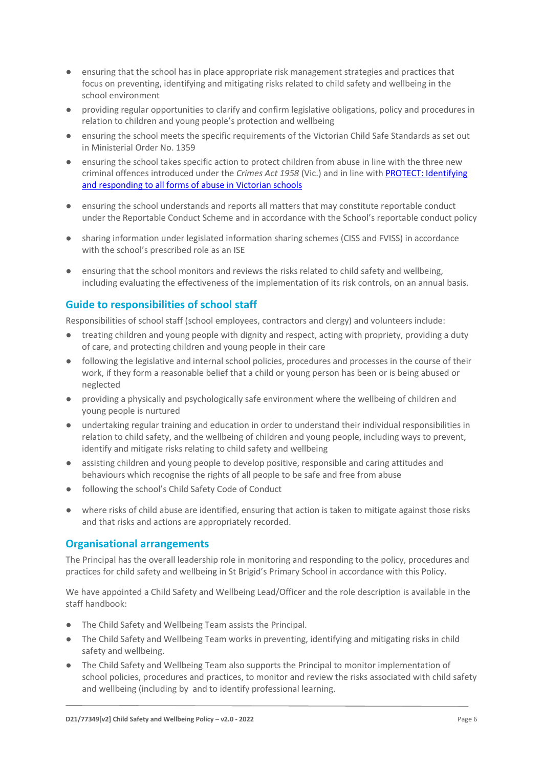- ensuring that the school has in place appropriate risk management strategies and practices that focus on preventing, identifying and mitigating risks related to child safety and wellbeing in the school environment
- providing regular opportunities to clarify and confirm legislative obligations, policy and procedures in relation to children and young people's protection and wellbeing
- ensuring the school meets the specific requirements of the Victorian Child Safe Standards as set out in Ministerial Order No. 1359
- ensuring the school takes specific action to protect children from abuse in line with the three new criminal offences introduced under the *Crimes Act 1958* (Vic.) and in line with [PROTECT: Identifying and responding to all forms of abuse in Victorian schools]
- ensuring the school understands and reports all matters that may constitute reportable conduct under the Reportable Conduct Scheme and in accordance with the School's reportable conduct policy
- sharing information under legislated information sharing schemes (CISS and FVISS) in accordance with the school's prescribed role as an ISE
- ensuring that the school monitors and reviews the risks related to child safety and wellbeing, including evaluating the effectiveness of the implementation of its risk controls, on an annual basis.

## Guide to responsibilities of school staff

Responsibilities of school staff (school employees, contractors and clergy) and volunteers include:

- treating children and young people with dignity and respect, acting with propriety, providing a duty of care, and protecting children and young people in their care
- following the legislative and internal school policies, procedures and processes in the course of their work, if they form a reasonable belief that a child or young person has been or is being abused or neglected
- providing a physically and psychologically safe environment where the wellbeing of children and young people is nurtured
- undertaking regular training and education in order to understand their individual responsibilities in relation to child safety, and the wellbeing of children and young people, including ways to prevent, identify and mitigate risks relating to child safety and wellbeing
- assisting children and young people to develop positive, responsible and caring attitudes and behaviours which recognise the rights of all people to be safe and free from abuse
- following the school's Child Safety Code of Conduct
- where risks of child abuse are identified, ensuring that action is taken to mitigate against those risks and that risks and actions are appropriately recorded.

## Organisational arrangements

The Principal has the overall leadership role in monitoring and responding to the policy, procedures and practices for child safety and wellbeing in St Brigid's Primary School in accordance with this Policy.

We have appointed a Child Safety and Wellbeing Lead/Officer and the role description is available in the staff handbook:

- The Child Safety and Wellbeing Team assists the Principal.
- The Child Safety and Wellbeing Team works in preventing, identifying and mitigating risks in child safety and wellbeing.
- The Child Safety and Wellbeing Team also supports the Principal to monitor implementation of school policies, procedures and practices, to monitor and review the risks associated with child safety and wellbeing (including by  and to identify professional learning.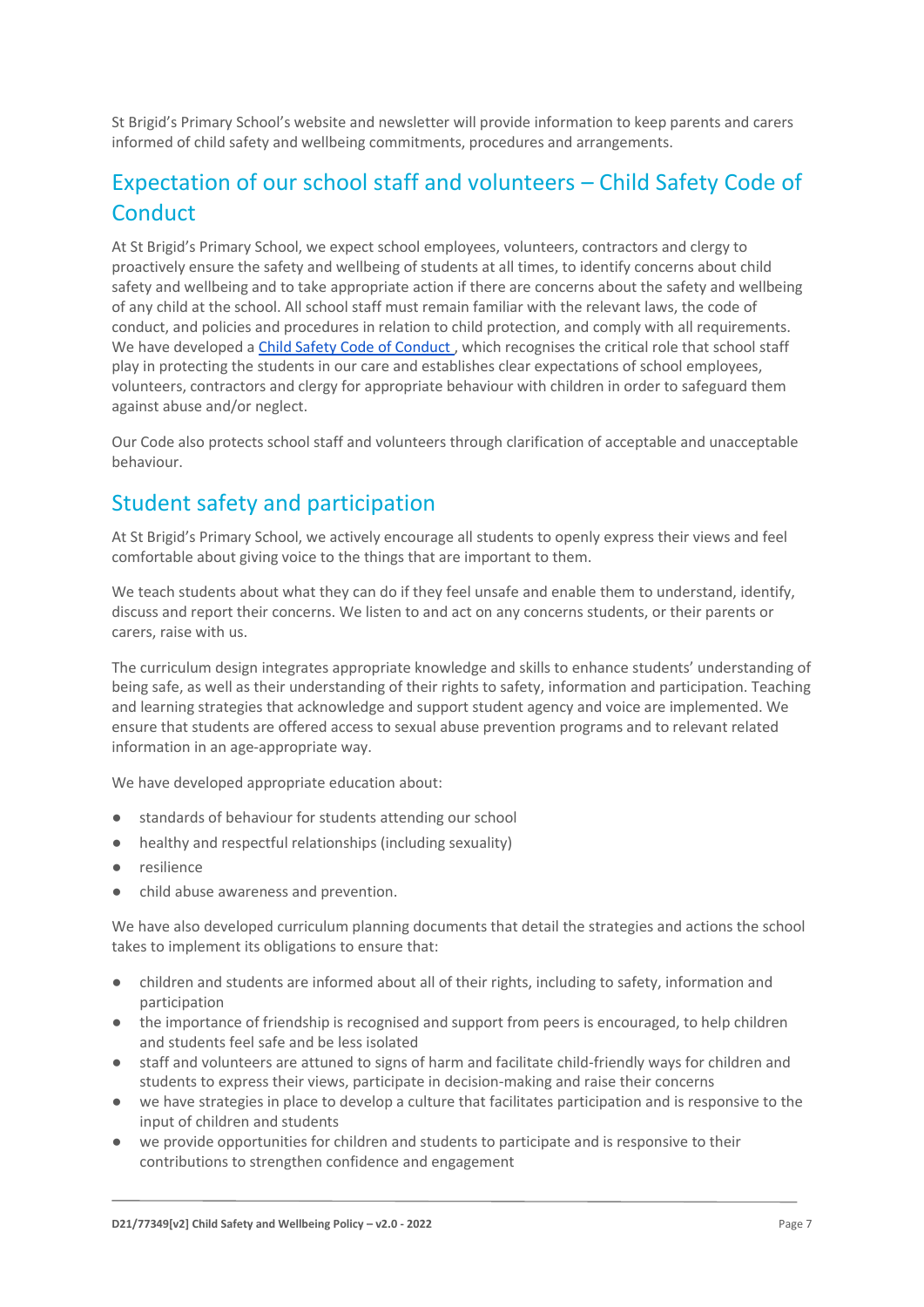St Brigid's Primary School's website and newsletter will provide information to keep parents and carers informed of child safety and wellbeing commitments, procedures and arrangements.

## Expectation of our school staff and volunteers – Child Safety Code of Conduct

At St Brigid's Primary School, we expect school employees, volunteers, contractors and clergy to proactively ensure the safety and wellbeing of students at all times, to identify concerns about child safety and wellbeing and to take appropriate action if there are concerns about the safety and wellbeing of any child at the school. All school staff must remain familiar with the relevant laws, the code of conduct, and policies and procedures in relation to child protection, and comply with all requirements. We have developed a Child Safety Code of Conduct , which recognises the critical role that school staff play in protecting the students in our care and establishes clear expectations of school employees, volunteers, contractors and clergy for appropriate behaviour with children in order to safeguard them against abuse and/or neglect.

Our Code also protects school staff and volunteers through clarification of acceptable and unacceptable behaviour.

## Student safety and participation

At St Brigid's Primary School, we actively encourage all students to openly express their views and feel comfortable about giving voice to the things that are important to them.

We teach students about what they can do if they feel unsafe and enable them to understand, identify, discuss and report their concerns. We listen to and act on any concerns students, or their parents or carers, raise with us.

The curriculum design integrates appropriate knowledge and skills to enhance students' understanding of being safe, as well as their understanding of their rights to safety, information and participation. Teaching and learning strategies that acknowledge and support student agency and voice are implemented. We ensure that students are offered access to sexual abuse prevention programs and to relevant related information in an age-appropriate way.

We have developed appropriate education about:

- standards of behaviour for students attending our school
- healthy and respectful relationships (including sexuality)
- resilience
- child abuse awareness and prevention.

We have also developed curriculum planning documents that detail the strategies and actions the school takes to implement its obligations to ensure that:

- children and students are informed about all of their rights, including to safety, information and participation
- the importance of friendship is recognised and support from peers is encouraged, to help children and students feel safe and be less isolated
- staff and volunteers are attuned to signs of harm and facilitate child-friendly ways for children and students to express their views, participate in decision-making and raise their concerns
- we have strategies in place to develop a culture that facilitates participation and is responsive to the input of children and students
- we provide opportunities for children and students to participate and is responsive to their contributions to strengthen confidence and engagement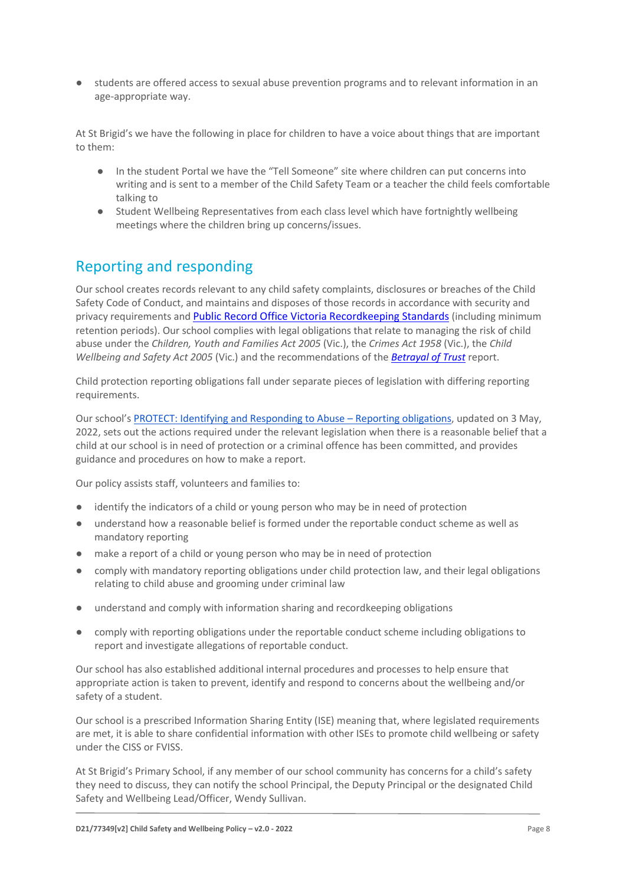- students are offered access to sexual abuse prevention programs and to relevant information in an age-appropriate way.

At St Brigid's we have the following in place for children to have a voice about things that are important to them:

- In the student Portal we have the "Tell Someone" site where children can put concerns into writing and is sent to a member of the Child Safety Team or a teacher the child feels comfortable talking to
- Student Wellbeing Representatives from each class level which have fortnightly wellbeing meetings where the children bring up concerns/issues.

## Reporting and responding

Our school creates records relevant to any child safety complaints, disclosures or breaches of the Child Safety Code of Conduct, and maintains and disposes of those records in accordance with security and privacy requirements and [Public Record Office Victoria Recordkeeping Standards] (including minimum retention periods). Our school complies with legal obligations that relate to managing the risk of child abuse under the *Children, Youth and Families Act 2005* (Vic.), the *Crimes Act 1958* (Vic.), the *Child Wellbeing and Safety Act 2005* (Vic.) and the recommendations of the ***Betrayal of Trust*** report.

Child protection reporting obligations fall under separate pieces of legislation with differing reporting requirements.

Our school's PROTECT: Identifying and Responding to Abuse – Reporting obligations, updated on 3 May, 2022, sets out the actions required under the relevant legislation when there is a reasonable belief that a child at our school is in need of protection or a criminal offence has been committed, and provides guidance and procedures on how to make a report.

Our policy assists staff, volunteers and families to:

- identify the indicators of a child or young person who may be in need of protection
- understand how a reasonable belief is formed under the reportable conduct scheme as well as mandatory reporting
- make a report of a child or young person who may be in need of protection
- comply with mandatory reporting obligations under child protection law, and their legal obligations relating to child abuse and grooming under criminal law
- understand and comply with information sharing and recordkeeping obligations
- comply with reporting obligations under the reportable conduct scheme including obligations to report and investigate allegations of reportable conduct.

Our school has also established additional internal procedures and processes to help ensure that appropriate action is taken to prevent, identify and respond to concerns about the wellbeing and/or safety of a student.

Our school is a prescribed Information Sharing Entity (ISE) meaning that, where legislated requirements are met, it is able to share confidential information with other ISEs to promote child wellbeing or safety under the CISS or FVISS.

At St Brigid's Primary School, if any member of our school community has concerns for a child's safety they need to discuss, they can notify the school Principal, the Deputy Principal or the designated Child Safety and Wellbeing Lead/Officer, Wendy Sullivan.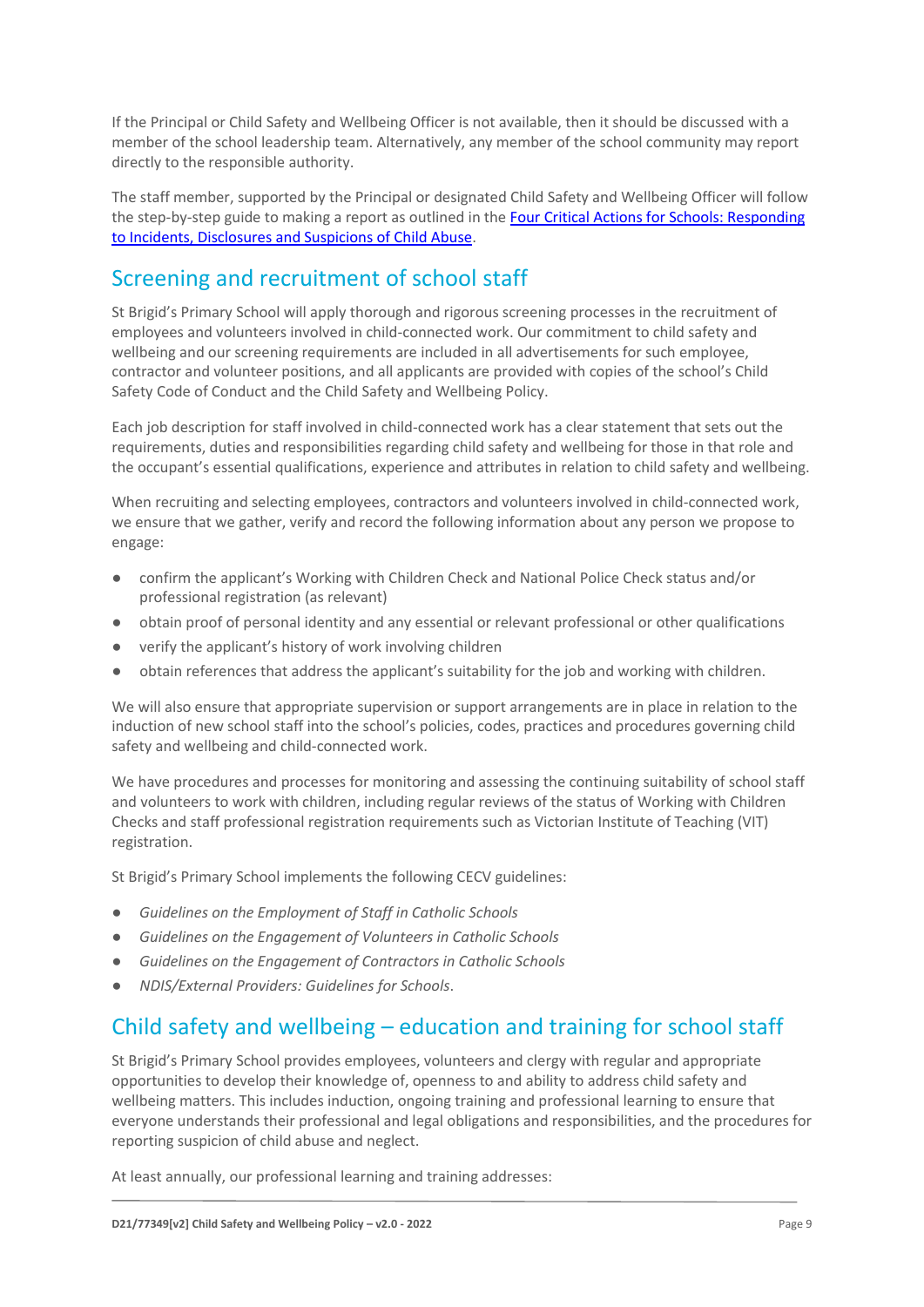If the Principal or Child Safety and Wellbeing Officer is not available, then it should be discussed with a member of the school leadership team. Alternatively, any member of the school community may report directly to the responsible authority.

The staff member, supported by the Principal or designated Child Safety and Wellbeing Officer will follow the step-by-step guide to making a report as outlined in the [Four Critical Actions for Schools: Responding to Incidents, Disclosures and Suspicions of Child Abuse](#).

## Screening and recruitment of school staff

St Brigid's Primary School will apply thorough and rigorous screening processes in the recruitment of employees and volunteers involved in child-connected work. Our commitment to child safety and wellbeing and our screening requirements are included in all advertisements for such employee, contractor and volunteer positions, and all applicants are provided with copies of the school's Child Safety Code of Conduct and the Child Safety and Wellbeing Policy.

Each job description for staff involved in child-connected work has a clear statement that sets out the requirements, duties and responsibilities regarding child safety and wellbeing for those in that role and the occupant's essential qualifications, experience and attributes in relation to child safety and wellbeing.

When recruiting and selecting employees, contractors and volunteers involved in child-connected work, we ensure that we gather, verify and record the following information about any person we propose to engage:

- confirm the applicant's Working with Children Check and National Police Check status and/or professional registration (as relevant)
- obtain proof of personal identity and any essential or relevant professional or other qualifications
- verify the applicant's history of work involving children
- obtain references that address the applicant's suitability for the job and working with children.

We will also ensure that appropriate supervision or support arrangements are in place in relation to the induction of new school staff into the school's policies, codes, practices and procedures governing child safety and wellbeing and child-connected work.

We have procedures and processes for monitoring and assessing the continuing suitability of school staff and volunteers to work with children, including regular reviews of the status of Working with Children Checks and staff professional registration requirements such as Victorian Institute of Teaching (VIT) registration.

St Brigid's Primary School implements the following CECV guidelines:

- *Guidelines on the Employment of Staff in Catholic Schools*
- *Guidelines on the Engagement of Volunteers in Catholic Schools*
- *Guidelines on the Engagement of Contractors in Catholic Schools*
- *NDIS/External Providers: Guidelines for Schools*.

## Child safety and wellbeing – education and training for school staff

St Brigid's Primary School provides employees, volunteers and clergy with regular and appropriate opportunities to develop their knowledge of, openness to and ability to address child safety and wellbeing matters. This includes induction, ongoing training and professional learning to ensure that everyone understands their professional and legal obligations and responsibilities, and the procedures for reporting suspicion of child abuse and neglect.

At least annually, our professional learning and training addresses: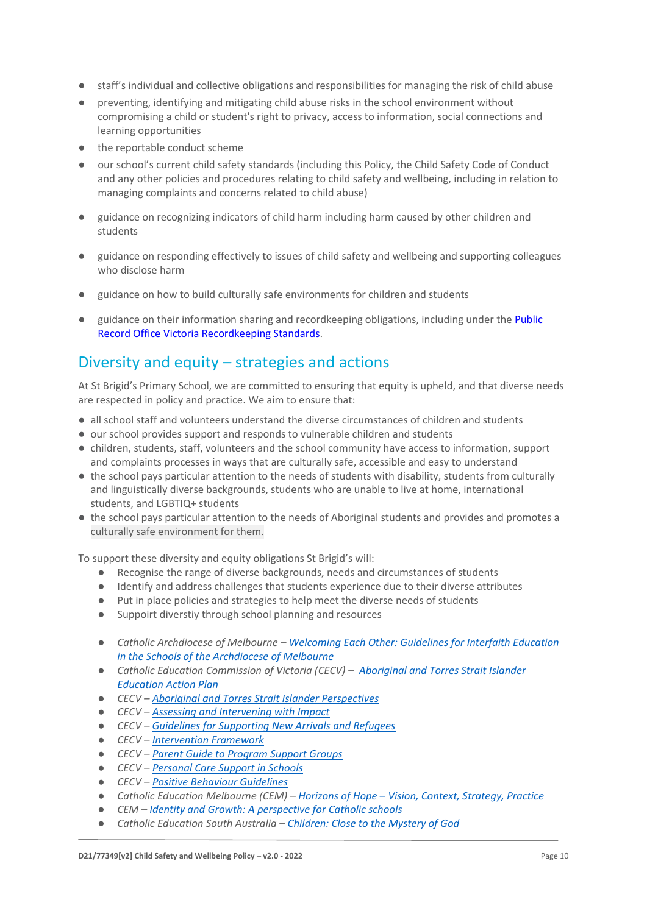- staff's individual and collective obligations and responsibilities for managing the risk of child abuse
- preventing, identifying and mitigating child abuse risks in the school environment without compromising a child or student's right to privacy, access to information, social connections and learning opportunities
- the reportable conduct scheme
- our school's current child safety standards (including this Policy, the Child Safety Code of Conduct and any other policies and procedures relating to child safety and wellbeing, including in relation to managing complaints and concerns related to child abuse)
- guidance on recognizing indicators of child harm including harm caused by other children and students
- guidance on responding effectively to issues of child safety and wellbeing and supporting colleagues who disclose harm
- guidance on how to build culturally safe environments for children and students
- guidance on their information sharing and recordkeeping obligations, including under the [Public Record Office Victoria Recordkeeping Standards].

## Diversity and equity – strategies and actions

At St Brigid's Primary School, we are committed to ensuring that equity is upheld, and that diverse needs are respected in policy and practice. We aim to ensure that:

- all school staff and volunteers understand the diverse circumstances of children and students
- our school provides support and responds to vulnerable children and students
- children, students, staff, volunteers and the school community have access to information, support and complaints processes in ways that are culturally safe, accessible and easy to understand
- the school pays particular attention to the needs of students with disability, students from culturally and linguistically diverse backgrounds, students who are unable to live at home, international students, and LGBTIQ+ students
- the school pays particular attention to the needs of Aboriginal students and provides and promotes a culturally safe environment for them.

To support these diversity and equity obligations St Brigid's will:

- Recognise the range of diverse backgrounds, needs and circumstances of students
- Identify and address challenges that students experience due to their diverse attributes
- Put in place policies and strategies to help meet the diverse needs of students
- Suppoirt diverstiy through school planning and resources

- *Catholic Archdiocese of Melbourne – Welcoming Each Other: Guidelines for Interfaith Education in the Schools of the Archdiocese of Melbourne*
- *Catholic Education Commission of Victoria (CECV) – Aboriginal and Torres Strait Islander Education Action Plan*
- *CECV – Aboriginal and Torres Strait Islander Perspectives*
- *CECV – Assessing and Intervening with Impact*
- *CECV – Guidelines for Supporting New Arrivals and Refugees*
- *CECV – Intervention Framework*
- *CECV – Parent Guide to Program Support Groups*
- *CECV – Personal Care Support in Schools*
- *CECV – Positive Behaviour Guidelines*
- *Catholic Education Melbourne (CEM) – Horizons of Hope – Vision, Context, Strategy, Practice*
- *CEM – Identity and Growth: A perspective for Catholic schools*
- *Catholic Education South Australia – Children: Close to the Mystery of God*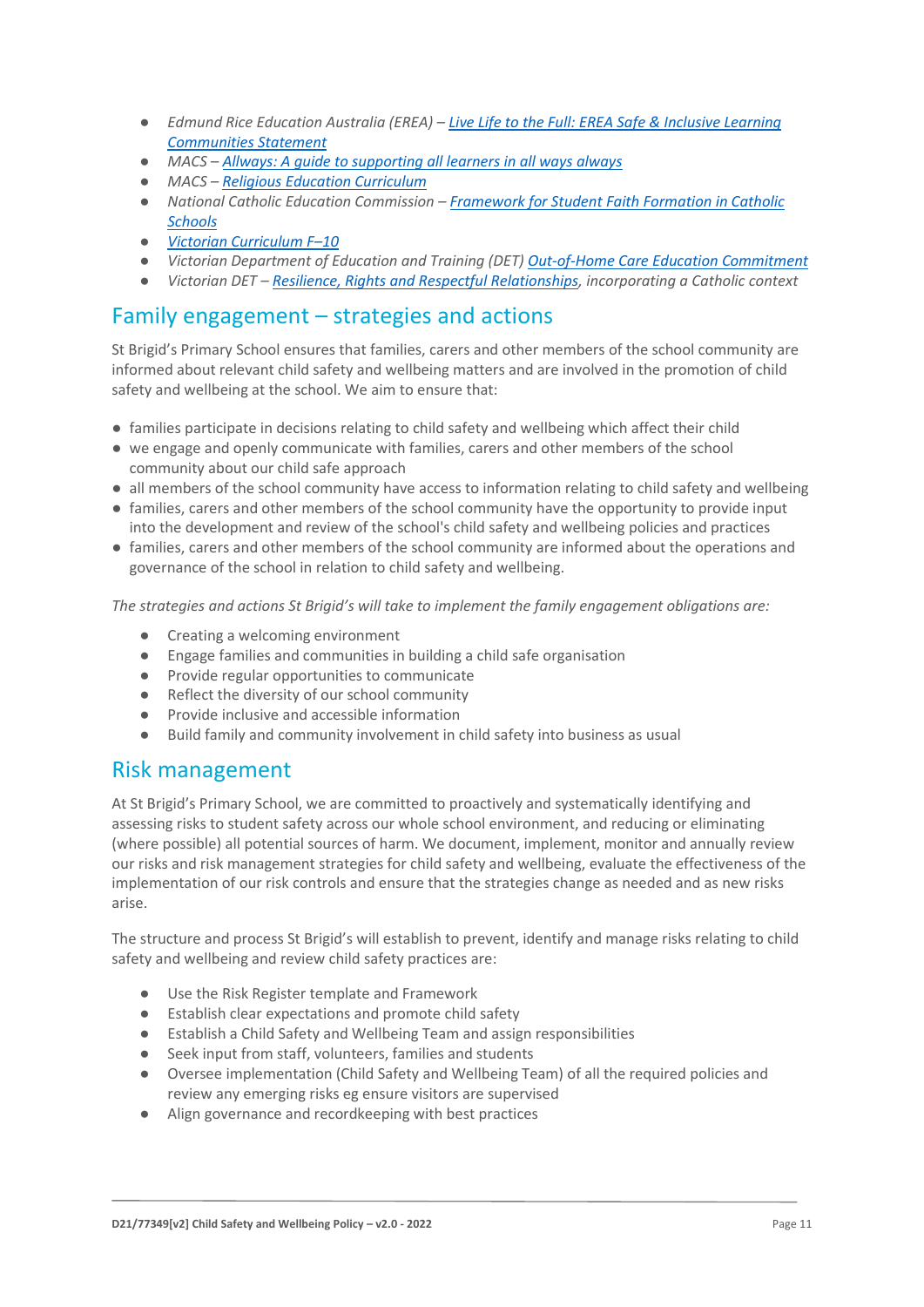- *Edmund Rice Education Australia (EREA) – Live Life to the Full: EREA Safe & Inclusive Learning Communities Statement*
- *MACS – Allways: A guide to supporting all learners in all ways always*
- *MACS – Religious Education Curriculum*
- *National Catholic Education Commission – Framework for Student Faith Formation in Catholic Schools*
- *Victorian Curriculum F–10*
- *Victorian Department of Education and Training (DET) Out-of-Home Care Education Commitment*
- *Victorian DET – Resilience, Rights and Respectful Relationships, incorporating a Catholic context*

## Family engagement – strategies and actions

St Brigid's Primary School ensures that families, carers and other members of the school community are informed about relevant child safety and wellbeing matters and are involved in the promotion of child safety and wellbeing at the school. We aim to ensure that:

- families participate in decisions relating to child safety and wellbeing which affect their child
- we engage and openly communicate with families, carers and other members of the school community about our child safe approach
- all members of the school community have access to information relating to child safety and wellbeing
- families, carers and other members of the school community have the opportunity to provide input into the development and review of the school's child safety and wellbeing policies and practices
- families, carers and other members of the school community are informed about the operations and governance of the school in relation to child safety and wellbeing.

*The strategies and actions St Brigid's will take to implement the family engagement obligations are:*

- Creating a welcoming environment
- Engage families and communities in building a child safe organisation
- Provide regular opportunities to communicate
- Reflect the diversity of our school community
- Provide inclusive and accessible information
- Build family and community involvement in child safety into business as usual

## Risk management

At St Brigid's Primary School, we are committed to proactively and systematically identifying and assessing risks to student safety across our whole school environment, and reducing or eliminating (where possible) all potential sources of harm. We document, implement, monitor and annually review our risks and risk management strategies for child safety and wellbeing, evaluate the effectiveness of the implementation of our risk controls and ensure that the strategies change as needed and as new risks arise.

The structure and process St Brigid's will establish to prevent, identify and manage risks relating to child safety and wellbeing and review child safety practices are:

- Use the Risk Register template and Framework
- Establish clear expectations and promote child safety
- Establish a Child Safety and Wellbeing Team and assign responsibilities
- Seek input from staff, volunteers, families and students
- Oversee implementation (Child Safety and Wellbeing Team) of all the required policies and review any emerging risks eg ensure visitors are supervised
- Align governance and recordkeeping with best practices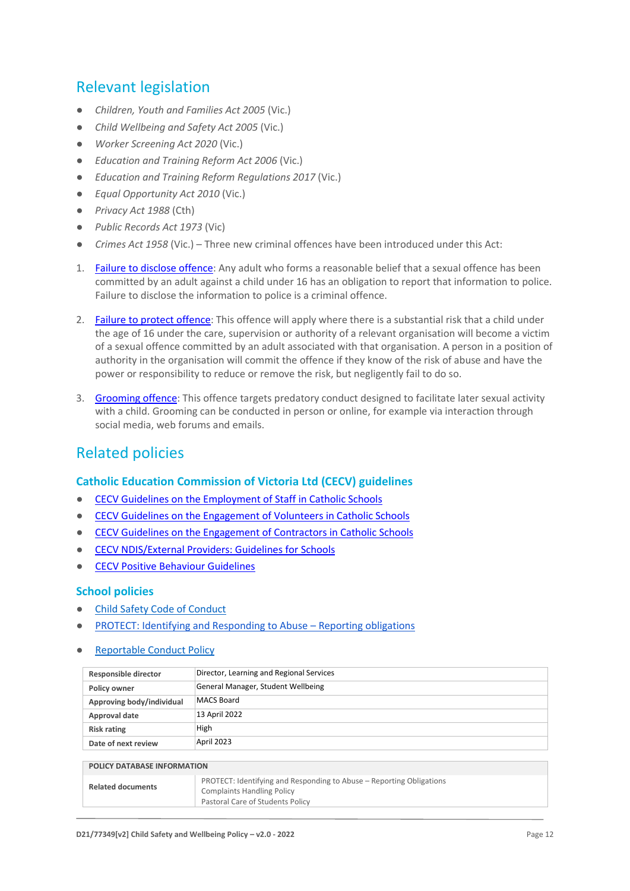## Relevant legislation

- *Children, Youth and Families Act 2005* (Vic.)
- *Child Wellbeing and Safety Act 2005* (Vic.)
- *Worker Screening Act 2020* (Vic.)
- *Education and Training Reform Act 2006* (Vic.)
- *Education and Training Reform Regulations 2017* (Vic.)
- *Equal Opportunity Act 2010* (Vic.)
- *Privacy Act 1988* (Cth)
- *Public Records Act 1973* (Vic)
- *Crimes Act 1958* (Vic.) – Three new criminal offences have been introduced under this Act:

1. Failure to disclose offence: Any adult who forms a reasonable belief that a sexual offence has been committed by an adult against a child under 16 has an obligation to report that information to police. Failure to disclose the information to police is a criminal offence.

2. Failure to protect offence: This offence will apply where there is a substantial risk that a child under the age of 16 under the care, supervision or authority of a relevant organisation will become a victim of a sexual offence committed by an adult associated with that organisation. A person in a position of authority in the organisation will commit the offence if they know of the risk of abuse and have the power or responsibility to reduce or remove the risk, but negligently fail to do so.

3. Grooming offence: This offence targets predatory conduct designed to facilitate later sexual activity with a child. Grooming can be conducted in person or online, for example via interaction through social media, web forums and emails.

## Related policies

### Catholic Education Commission of Victoria Ltd (CECV) guidelines

- CECV Guidelines on the Employment of Staff in Catholic Schools
- CECV Guidelines on the Engagement of Volunteers in Catholic Schools
- CECV Guidelines on the Engagement of Contractors in Catholic Schools
- CECV NDIS/External Providers: Guidelines for Schools
- CECV Positive Behaviour Guidelines

### School policies

- Child Safety Code of Conduct
- PROTECT: Identifying and Responding to Abuse – Reporting obligations
- Reportable Conduct Policy

| | |
|---|---|
| **Responsible director** | Director, Learning and Regional Services |
| **Policy owner** | General Manager, Student Wellbeing |
| **Approving body/individual** | MACS Board |
| **Approval date** | 13 April 2022 |
| **Risk rating** | High |
| **Date of next review** | April 2023 |

| **POLICY DATABASE INFORMATION** | |
|---|---|
| **Related documents** | PROTECT: Identifying and Responding to Abuse – Reporting Obligations<br>Complaints Handling Policy<br>Pastoral Care of Students Policy |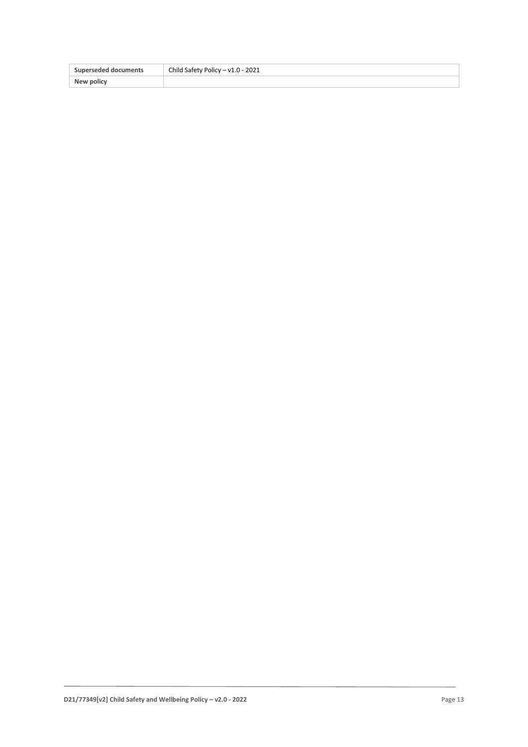| | |
|---|---|
| **Superseded documents** | Child Safety Policy – v1.0 - 2021 |
| **New policy** | |